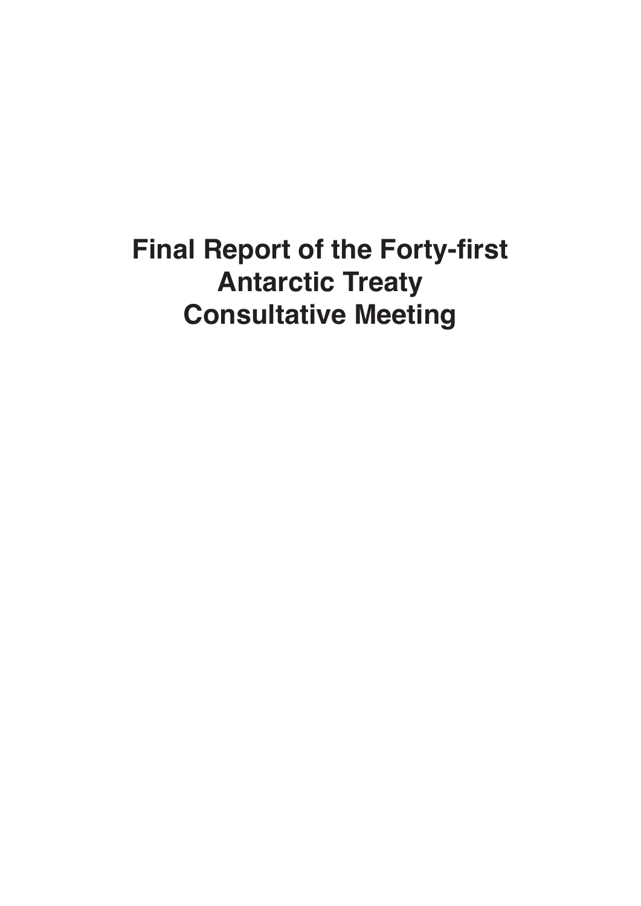# Final Report of the Forty-first Antarctic Treaty Consultative Meeting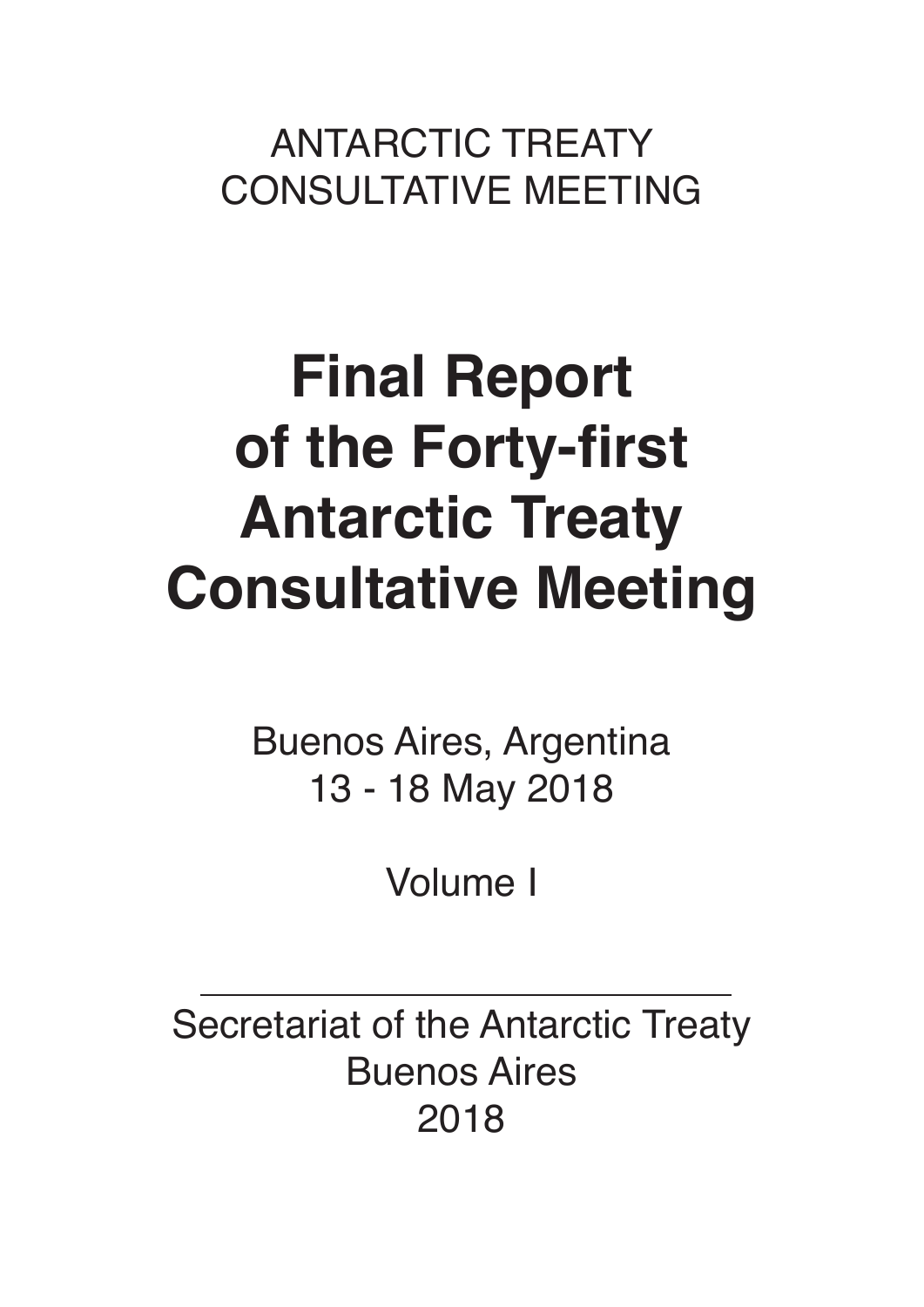ANTARCTIC TREATY
CONSULTATIVE MEETING

# Final Report of the Forty-first Antarctic Treaty Consultative Meeting

Buenos Aires, Argentina
13 - 18 May 2018

Volume I

---

Secretariat of the Antarctic Treaty
Buenos Aires
2018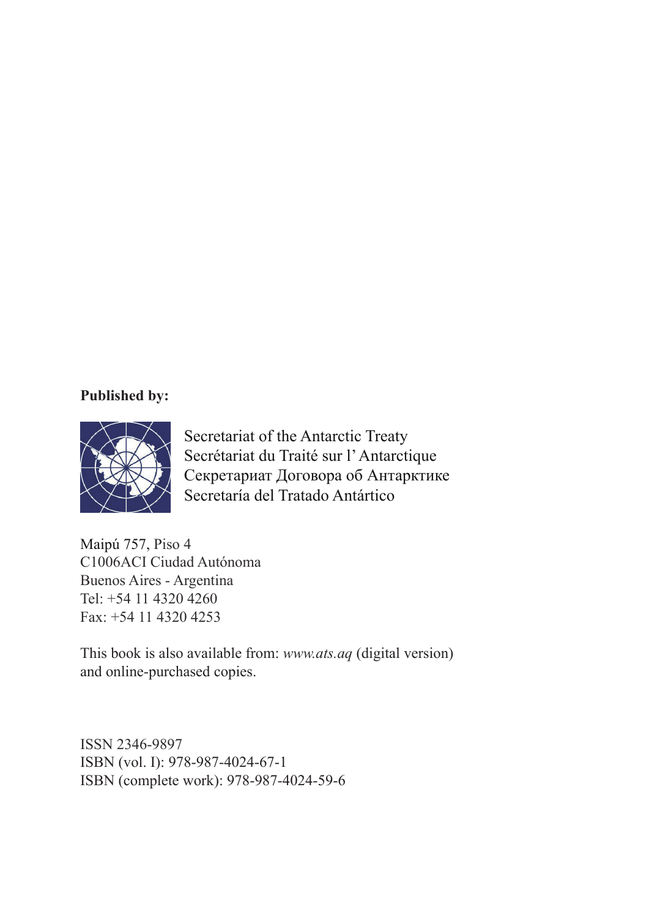**Published by:**

Secretariat of the Antarctic Treaty
Secrétariat du Traité sur l' Antarctique
Секретариат Договора об Антарктике
Secretaría del Tratado Antártico

Maipú 757, Piso 4
C1006ACI Ciudad Autónoma
Buenos Aires - Argentina
Tel: +54 11 4320 4260
Fax: +54 11 4320 4253

This book is also available from: *www.ats.aq* (digital version) and online-purchased copies.

ISSN 2346-9897
ISBN (vol. I): 978-987-4024-67-1
ISBN (complete work): 978-987-4024-59-6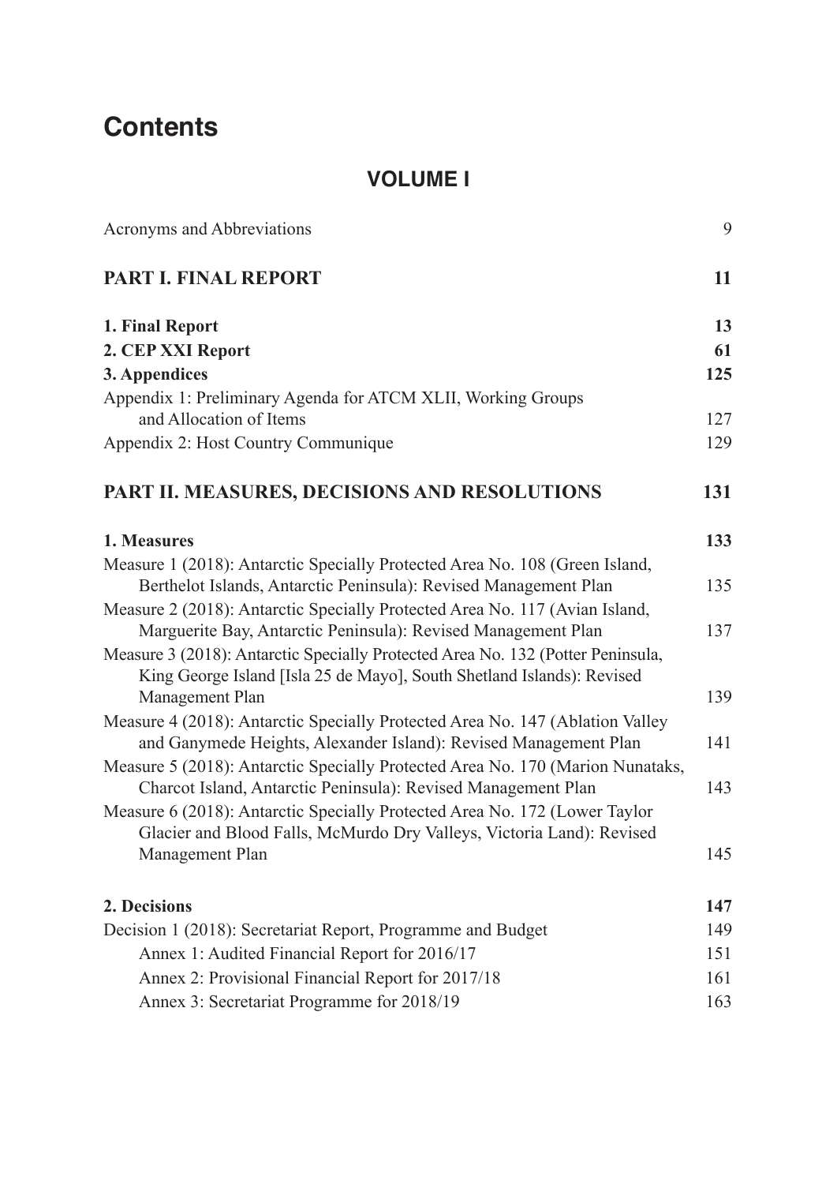# Contents

## VOLUME I

| | |
|---|---|
| Acronyms and Abbreviations | 9 |
| **PART I. FINAL REPORT** | **11** |
| **1. Final Report** | **13** |
| **2. CEP XXI Report** | **61** |
| **3. Appendices** | **125** |
| Appendix 1: Preliminary Agenda for ATCM XLII, Working Groups and Allocation of Items | 127 |
| Appendix 2: Host Country Communique | 129 |
| **PART II. MEASURES, DECISIONS AND RESOLUTIONS** | **131** |
| **1. Measures** | **133** |
| Measure 1 (2018): Antarctic Specially Protected Area No. 108 (Green Island, Berthelot Islands, Antarctic Peninsula): Revised Management Plan | 135 |
| Measure 2 (2018): Antarctic Specially Protected Area No. 117 (Avian Island, Marguerite Bay, Antarctic Peninsula): Revised Management Plan | 137 |
| Measure 3 (2018): Antarctic Specially Protected Area No. 132 (Potter Peninsula, King George Island [Isla 25 de Mayo], South Shetland Islands): Revised Management Plan | 139 |
| Measure 4 (2018): Antarctic Specially Protected Area No. 147 (Ablation Valley and Ganymede Heights, Alexander Island): Revised Management Plan | 141 |
| Measure 5 (2018): Antarctic Specially Protected Area No. 170 (Marion Nunataks, Charcot Island, Antarctic Peninsula): Revised Management Plan | 143 |
| Measure 6 (2018): Antarctic Specially Protected Area No. 172 (Lower Taylor Glacier and Blood Falls, McMurdo Dry Valleys, Victoria Land): Revised Management Plan | 145 |
| **2. Decisions** | **147** |
| Decision 1 (2018): Secretariat Report, Programme and Budget | 149 |
| Annex 1: Audited Financial Report for 2016/17 | 151 |
| Annex 2: Provisional Financial Report for 2017/18 | 161 |
| Annex 3: Secretariat Programme for 2018/19 | 163 |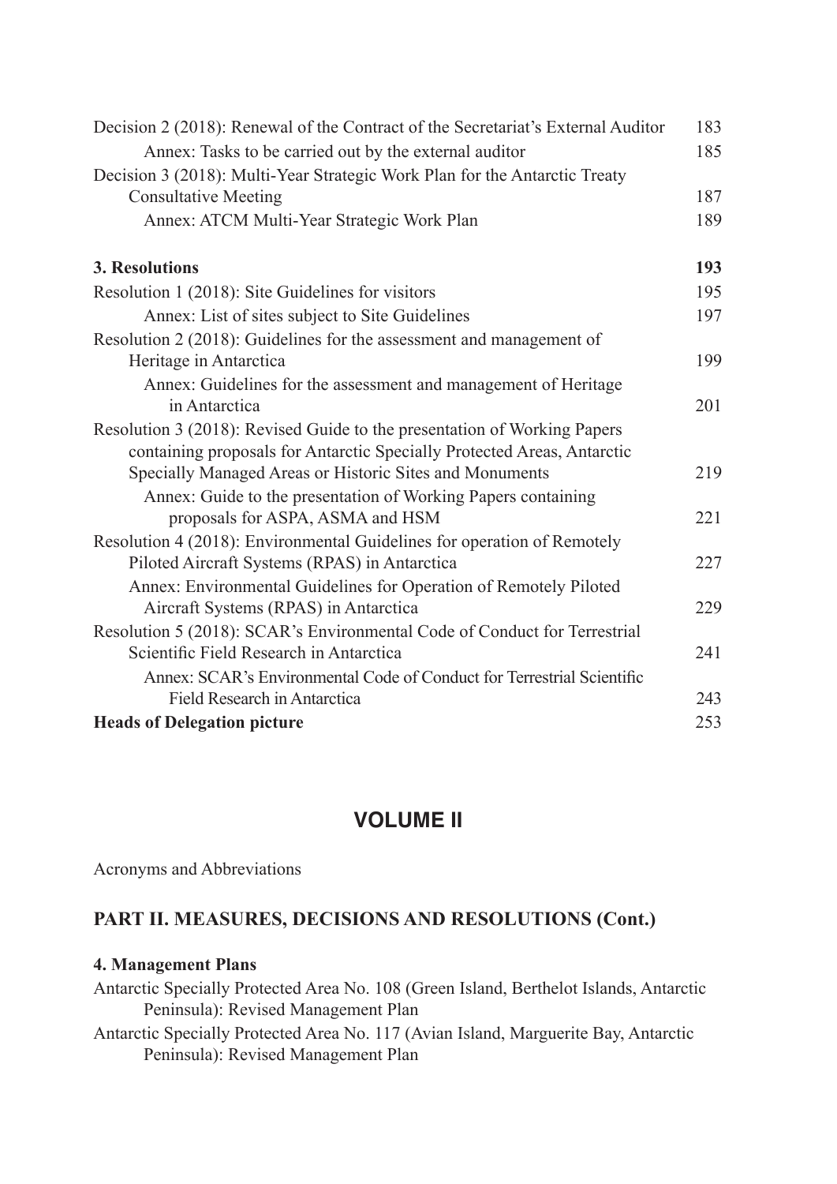Decision 2 (2018): Renewal of the Contract of the Secretariat's External Auditor 183

Annex: Tasks to be carried out by the external auditor 185

Decision 3 (2018): Multi-Year Strategic Work Plan for the Antarctic Treaty Consultative Meeting 187

Annex: ATCM Multi-Year Strategic Work Plan 189

**3. Resolutions** **193**

Resolution 1 (2018): Site Guidelines for visitors 195

Annex: List of sites subject to Site Guidelines 197

Resolution 2 (2018): Guidelines for the assessment and management of Heritage in Antarctica 199

Annex: Guidelines for the assessment and management of Heritage in Antarctica 201

Resolution 3 (2018): Revised Guide to the presentation of Working Papers containing proposals for Antarctic Specially Protected Areas, Antarctic Specially Managed Areas or Historic Sites and Monuments 219

Annex: Guide to the presentation of Working Papers containing proposals for ASPA, ASMA and HSM 221

Resolution 4 (2018): Environmental Guidelines for operation of Remotely Piloted Aircraft Systems (RPAS) in Antarctica 227

Annex: Environmental Guidelines for Operation of Remotely Piloted Aircraft Systems (RPAS) in Antarctica 229

Resolution 5 (2018): SCAR's Environmental Code of Conduct for Terrestrial Scientific Field Research in Antarctica 241

Annex: SCAR's Environmental Code of Conduct for Terrestrial Scientific Field Research in Antarctica 243

**Heads of Delegation picture** 253

# VOLUME II

Acronyms and Abbreviations

## PART II. MEASURES, DECISIONS AND RESOLUTIONS (Cont.)

### 4. Management Plans

Antarctic Specially Protected Area No. 108 (Green Island, Berthelot Islands, Antarctic Peninsula): Revised Management Plan

Antarctic Specially Protected Area No. 117 (Avian Island, Marguerite Bay, Antarctic Peninsula): Revised Management Plan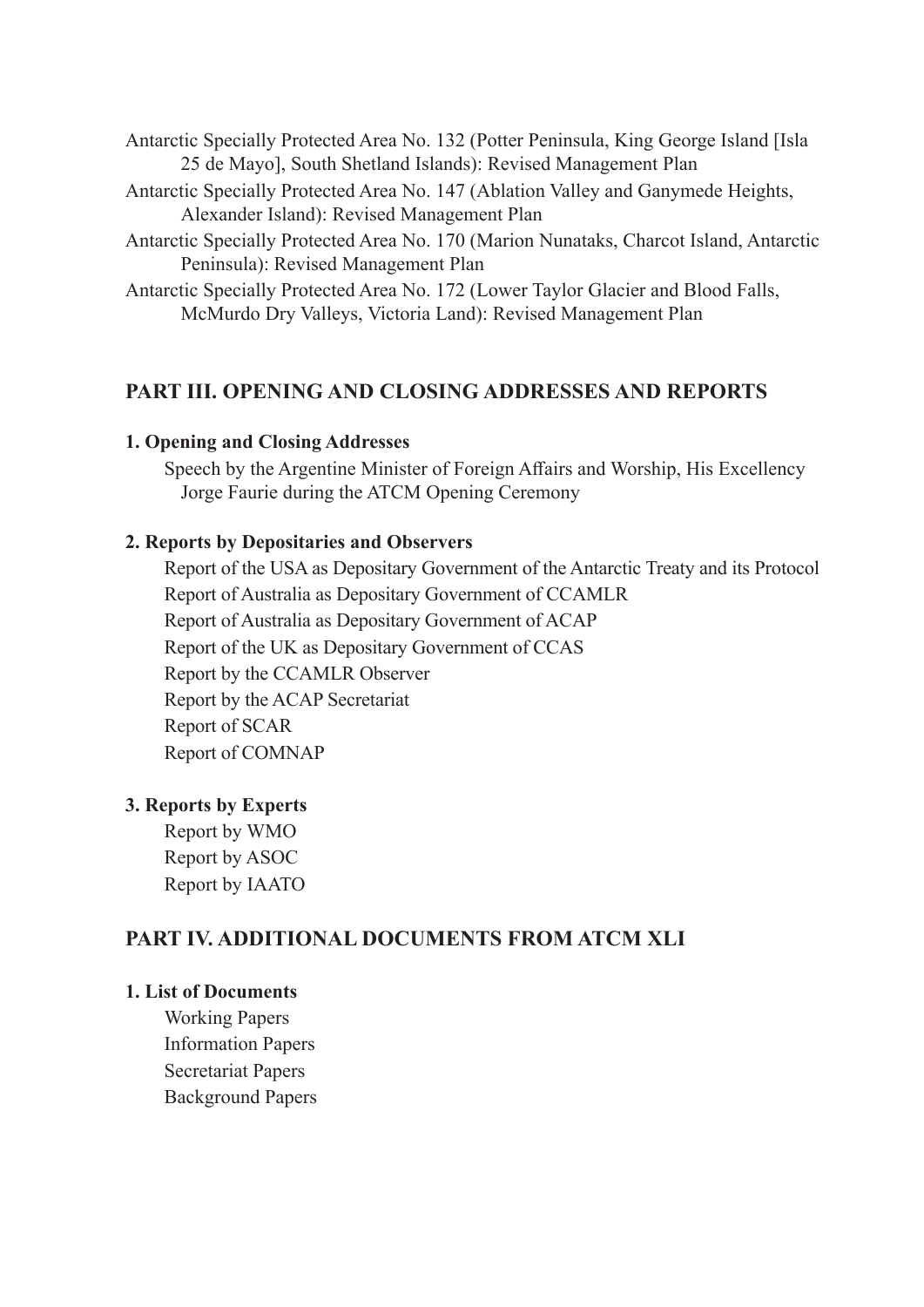Antarctic Specially Protected Area No. 132 (Potter Peninsula, King George Island [Isla 25 de Mayo], South Shetland Islands): Revised Management Plan

Antarctic Specially Protected Area No. 147 (Ablation Valley and Ganymede Heights, Alexander Island): Revised Management Plan

Antarctic Specially Protected Area No. 170 (Marion Nunataks, Charcot Island, Antarctic Peninsula): Revised Management Plan

Antarctic Specially Protected Area No. 172 (Lower Taylor Glacier and Blood Falls, McMurdo Dry Valleys, Victoria Land): Revised Management Plan

## PART III. OPENING AND CLOSING ADDRESSES AND REPORTS

### 1. Opening and Closing Addresses

Speech by the Argentine Minister of Foreign Affairs and Worship, His Excellency Jorge Faurie during the ATCM Opening Ceremony

### 2. Reports by Depositaries and Observers

Report of the USA as Depositary Government of the Antarctic Treaty and its Protocol

Report of Australia as Depositary Government of CCAMLR

Report of Australia as Depositary Government of ACAP

Report of the UK as Depositary Government of CCAS

Report by the CCAMLR Observer

Report by the ACAP Secretariat

Report of SCAR

Report of COMNAP

### 3. Reports by Experts

Report by WMO

Report by ASOC

Report by IAATO

## PART IV. ADDITIONAL DOCUMENTS FROM ATCM XLI

### 1. List of Documents

Working Papers

Information Papers

Secretariat Papers

Background Papers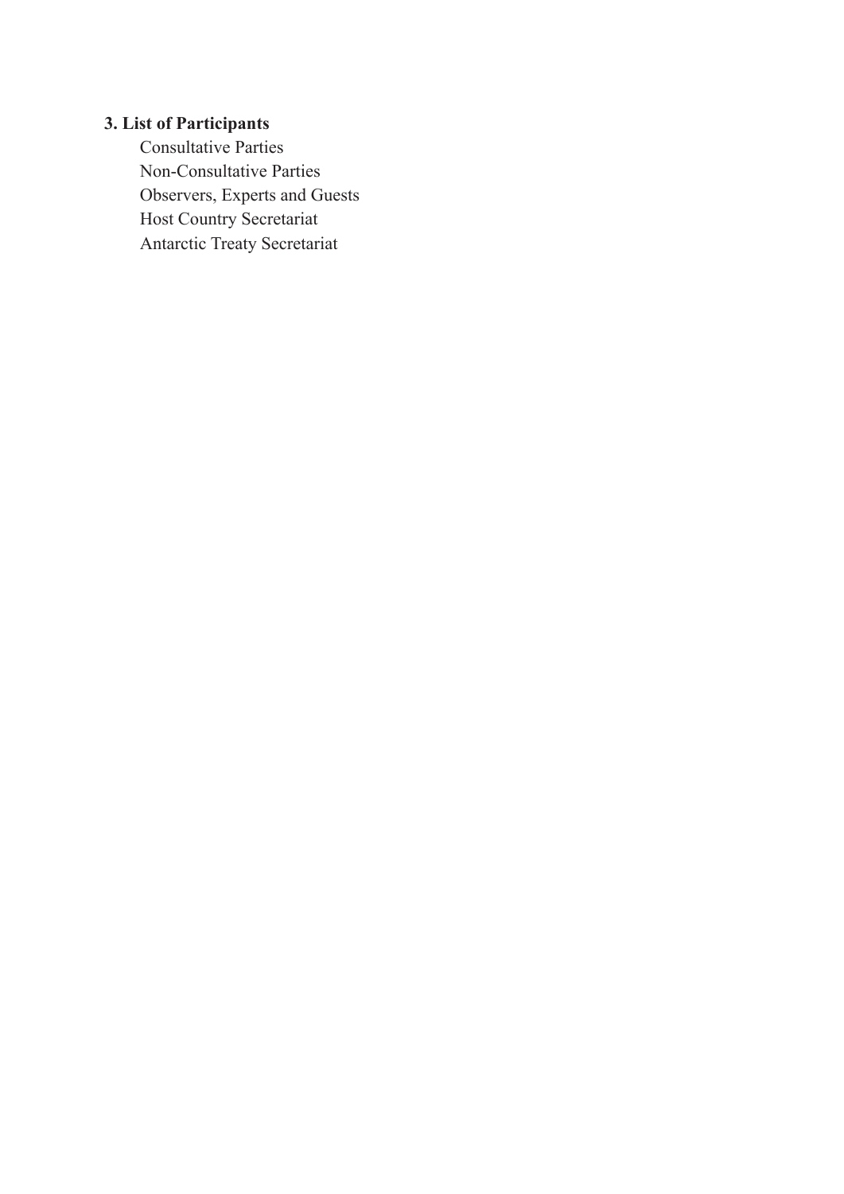**3. List of Participants**

Consultative Parties
Non-Consultative Parties
Observers, Experts and Guests
Host Country Secretariat
Antarctic Treaty Secretariat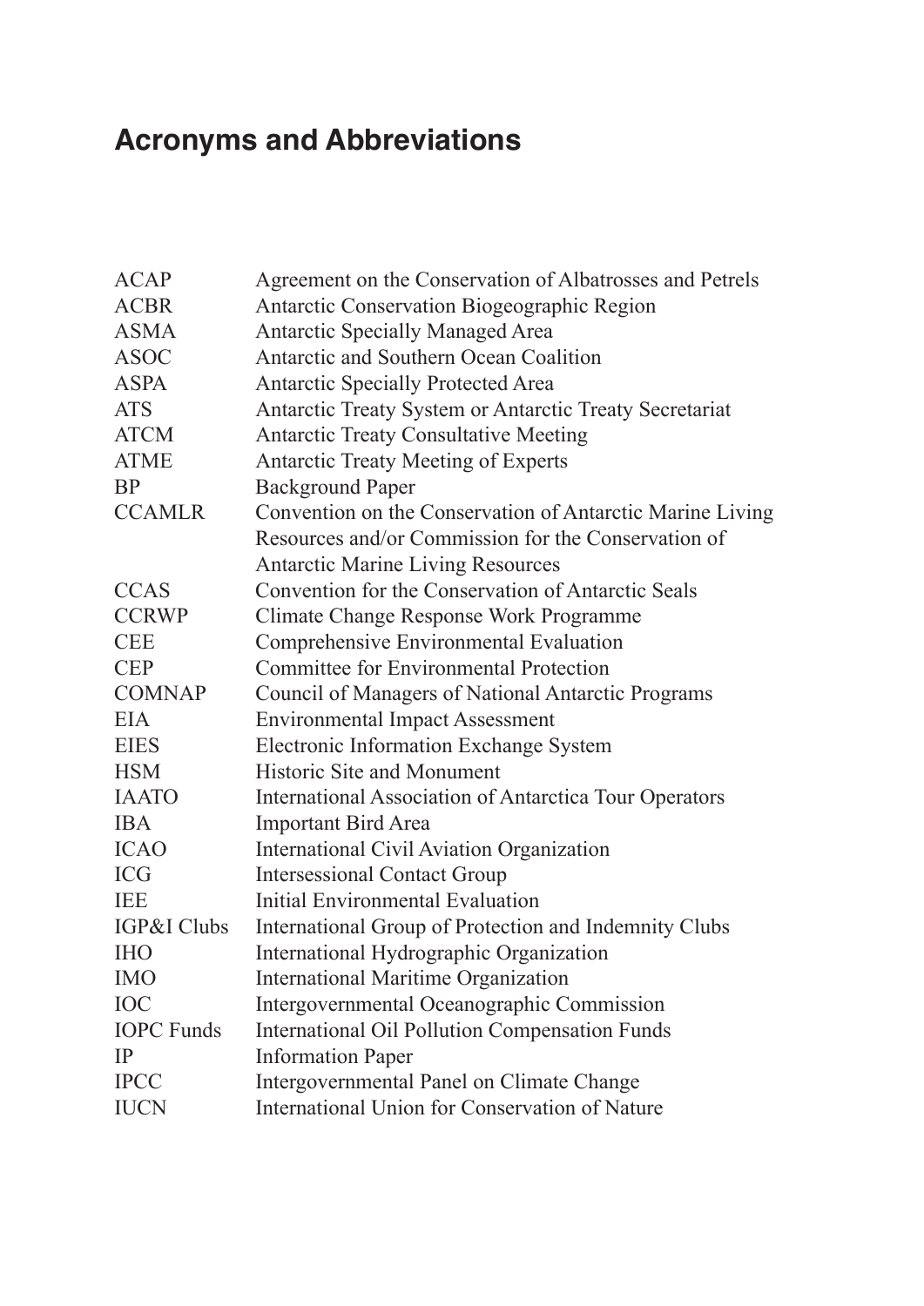# Acronyms and Abbreviations

| | |
|---|---|
| ACAP | Agreement on the Conservation of Albatrosses and Petrels |
| ACBR | Antarctic Conservation Biogeographic Region |
| ASMA | Antarctic Specially Managed Area |
| ASOC | Antarctic and Southern Ocean Coalition |
| ASPA | Antarctic Specially Protected Area |
| ATS | Antarctic Treaty System or Antarctic Treaty Secretariat |
| ATCM | Antarctic Treaty Consultative Meeting |
| ATME | Antarctic Treaty Meeting of Experts |
| BP | Background Paper |
| CCAMLR | Convention on the Conservation of Antarctic Marine Living Resources and/or Commission for the Conservation of Antarctic Marine Living Resources |
| CCAS | Convention for the Conservation of Antarctic Seals |
| CCRWP | Climate Change Response Work Programme |
| CEE | Comprehensive Environmental Evaluation |
| CEP | Committee for Environmental Protection |
| COMNAP | Council of Managers of National Antarctic Programs |
| EIA | Environmental Impact Assessment |
| EIES | Electronic Information Exchange System |
| HSM | Historic Site and Monument |
| IAATO | International Association of Antarctica Tour Operators |
| IBA | Important Bird Area |
| ICAO | International Civil Aviation Organization |
| ICG | Intersessional Contact Group |
| IEE | Initial Environmental Evaluation |
| IGP&I Clubs | International Group of Protection and Indemnity Clubs |
| IHO | International Hydrographic Organization |
| IMO | International Maritime Organization |
| IOC | Intergovernmental Oceanographic Commission |
| IOPC Funds | International Oil Pollution Compensation Funds |
| IP | Information Paper |
| IPCC | Intergovernmental Panel on Climate Change |
| IUCN | International Union for Conservation of Nature |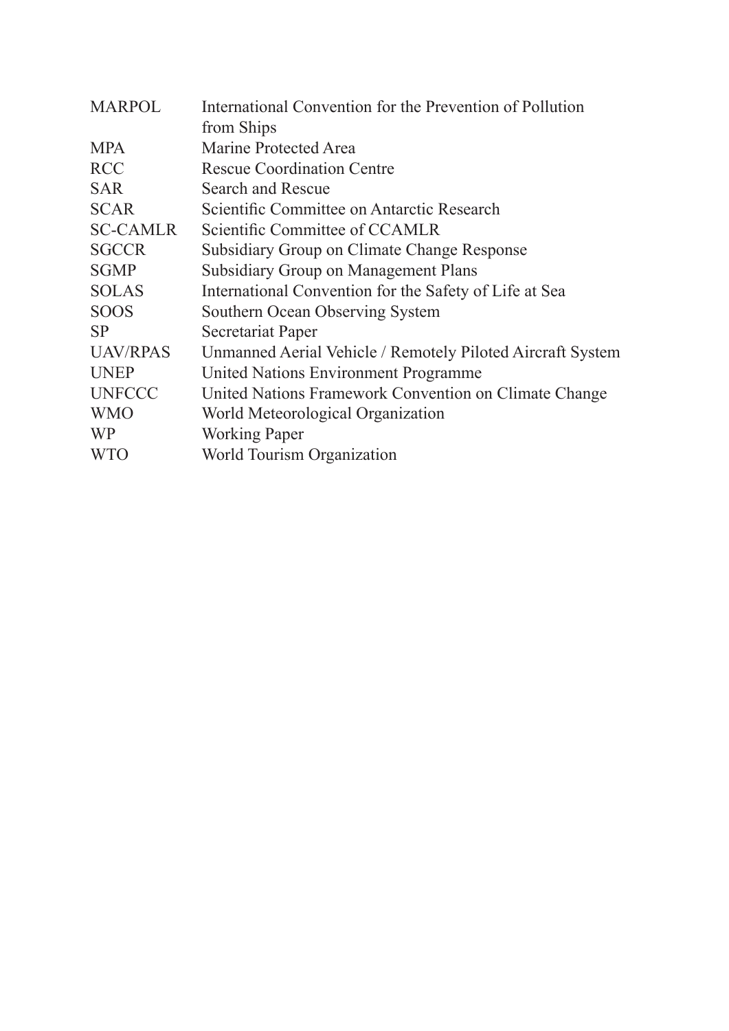| | |
|---|---|
| MARPOL | International Convention for the Prevention of Pollution from Ships |
| MPA | Marine Protected Area |
| RCC | Rescue Coordination Centre |
| SAR | Search and Rescue |
| SCAR | Scientific Committee on Antarctic Research |
| SC-CAMLR | Scientific Committee of CCAMLR |
| SGCCR | Subsidiary Group on Climate Change Response |
| SGMP | Subsidiary Group on Management Plans |
| SOLAS | International Convention for the Safety of Life at Sea |
| SOOS | Southern Ocean Observing System |
| SP | Secretariat Paper |
| UAV/RPAS | Unmanned Aerial Vehicle / Remotely Piloted Aircraft System |
| UNEP | United Nations Environment Programme |
| UNFCCC | United Nations Framework Convention on Climate Change |
| WMO | World Meteorological Organization |
| WP | Working Paper |
| WTO | World Tourism Organization |